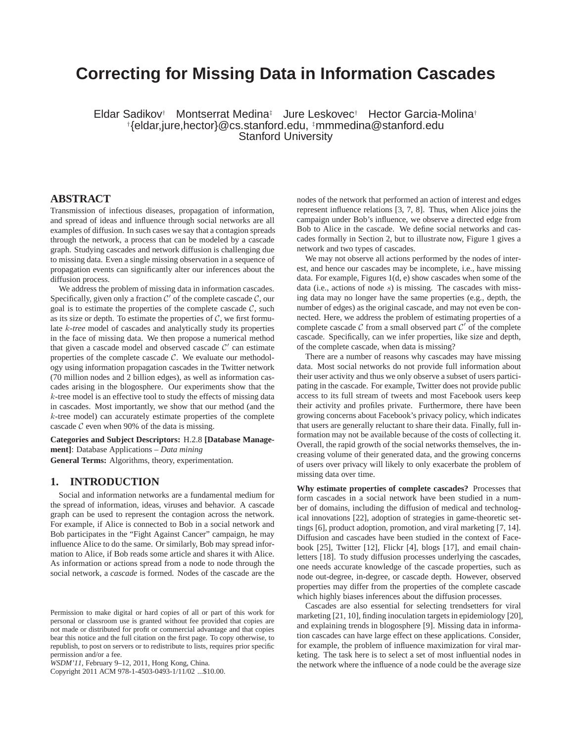# Correcting for Missing Data in Information Cascades

Eldar Sadikov[†] Montserrat Medina[‡] Jure Leskovec[†] Hector Garcia-Molina[†]
[†]{eldar,jure,hector}@cs.stanford.edu, [‡]mmmedina@stanford.edu
Stanford University

## ABSTRACT

Transmission of infectious diseases, propagation of information, and spread of ideas and influence through social networks are all examples of diffusion. In such cases we say that a contagion spreads through the network, a process that can be modeled by a cascade graph. Studying cascades and network diffusion is challenging due to missing data. Even a single missing observation in a sequence of propagation events can significantly alter our inferences about the diffusion process.

We address the problem of missing data in information cascades. Specifically, given only a fraction $\mathcal{C}'$ of the complete cascade $\mathcal{C}$, our goal is to estimate the properties of the complete cascade $\mathcal{C}$, such as its size or depth. To estimate the properties of $\mathcal{C}$, we first formulate $k$-*tree* model of cascades and analytically study its properties in the face of missing data. We then propose a numerical method that given a cascade model and observed cascade $\mathcal{C}'$ can estimate properties of the complete cascade $\mathcal{C}$. We evaluate our methodology using information propagation cascades in the Twitter network (70 million nodes and 2 billion edges), as well as information cascades arising in the blogosphere. Our experiments show that the $k$-tree model is an effective tool to study the effects of missing data in cascades. Most importantly, we show that our method (and the $k$-tree model) can accurately estimate properties of the complete cascade $\mathcal{C}$ even when 90% of the data is missing.

**Categories and Subject Descriptors:** H.2.8 **[Database Management]**: Database Applications – *Data mining*

**General Terms:** Algorithms, theory, experimentation.

## 1. INTRODUCTION

Social and information networks are a fundamental medium for the spread of information, ideas, viruses and behavior. A cascade graph can be used to represent the contagion across the network. For example, if Alice is connected to Bob in a social network and Bob participates in the "Fight Against Cancer" campaign, he may influence Alice to do the same. Or similarly, Bob may spread information to Alice, if Bob reads some article and shares it with Alice. As information or actions spread from a node to node through the social network, a *cascade* is formed. Nodes of the cascade are the nodes of the network that performed an action of interest and edges represent influence relations [3, 7, 8]. Thus, when Alice joins the campaign under Bob's influence, we observe a directed edge from Bob to Alice in the cascade. We define social networks and cascades formally in Section 2, but to illustrate now, Figure 1 gives a network and two types of cascades.

We may not observe all actions performed by the nodes of interest, and hence our cascades may be incomplete, i.e., have missing data. For example, Figures 1(d, e) show cascades when some of the data (i.e., actions of node $s$) is missing. The cascades with missing data may no longer have the same properties (e.g., depth, the number of edges) as the original cascade, and may not even be connected. Here, we address the problem of estimating properties of a complete cascade $\mathcal{C}$ from a small observed part $\mathcal{C}'$ of the complete cascade. Specifically, can we infer properties, like size and depth, of the complete cascade, when data is missing?

There are a number of reasons why cascades may have missing data. Most social networks do not provide full information about their user activity and thus we only observe a subset of users participating in the cascade. For example, Twitter does not provide public access to its full stream of tweets and most Facebook users keep their activity and profiles private. Furthermore, there have been growing concerns about Facebook's privacy policy, which indicates that users are generally reluctant to share their data. Finally, full information may not be available because of the costs of collecting it. Overall, the rapid growth of the social networks themselves, the increasing volume of their generated data, and the growing concerns of users over privacy will likely to only exacerbate the problem of missing data over time.

**Why estimate properties of complete cascades?** Processes that form cascades in a social network have been studied in a number of domains, including the diffusion of medical and technological innovations [22], adoption of strategies in game-theoretic settings [6], product adoption, promotion, and viral marketing [7, 14]. Diffusion and cascades have been studied in the context of Facebook [25], Twitter [12], Flickr [4], blogs [17], and email chainletters [18]. To study diffusion processes underlying the cascades, one needs accurate knowledge of the cascade properties, such as node out-degree, in-degree, or cascade depth. However, observed properties may differ from the properties of the complete cascade which highly biases inferences about the diffusion processes.

Cascades are also essential for selecting trendsetters for viral marketing [21, 10], finding inoculation targets in epidemiology [20], and explaining trends in blogosphere [9]. Missing data in information cascades can have large effect on these applications. Consider, for example, the problem of influence maximization for viral marketing. The task here is to select a set of most influential nodes in the network where the influence of a node could be the average size

Permission to make digital or hard copies of all or part of this work for personal or classroom use is granted without fee provided that copies are not made or distributed for profit or commercial advantage and that copies bear this notice and the full citation on the first page. To copy otherwise, to republish, to post on servers or to redistribute to lists, requires prior specific permission and/or a fee.
*WSDM'11*, February 9–12, 2011, Hong Kong, China.
Copyright 2011 ACM 978-1-4503-0493-1/11/02 ...$10.00.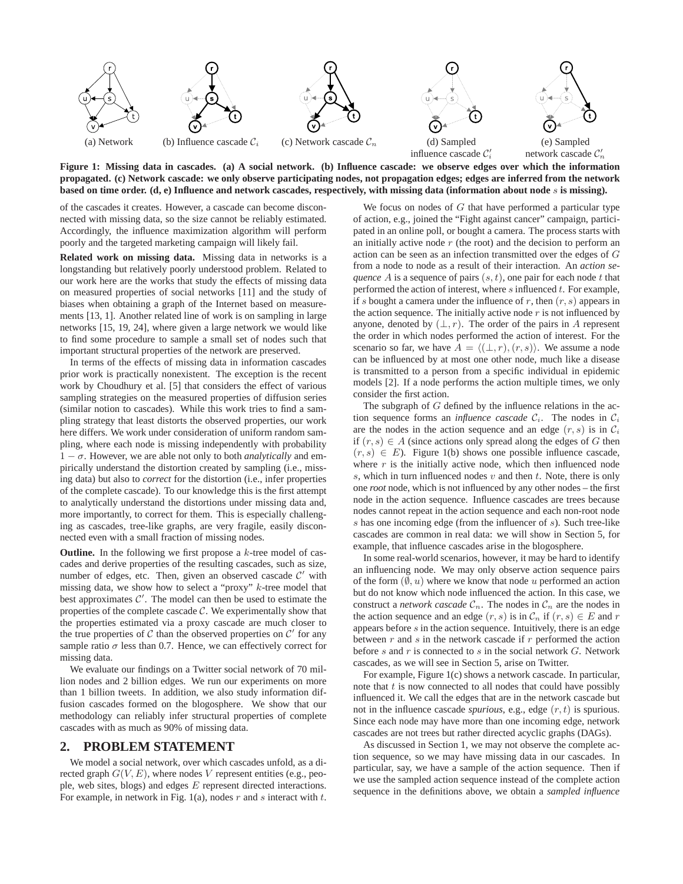(a) Network (b) Influence cascade $\mathcal{C}_i$ (c) Network cascade $\mathcal{C}_n$ (d) Sampled influence cascade $\mathcal{C}'_i$ (e) Sampled network cascade $\mathcal{C}'_n$

**Figure 1: Missing data in cascades. (a) A social network. (b) Influence cascade: we observe edges over which the information propagated. (c) Network cascade: we only observe participating nodes, not propagation edges; edges are inferred from the network based on time order. (d, e) Influence and network cascades, respectively, with missing data (information about node $s$ is missing).**

of the cascades it creates. However, a cascade can become disconnected with missing data, so the size cannot be reliably estimated. Accordingly, the influence maximization algorithm will perform poorly and the targeted marketing campaign will likely fail.

**Related work on missing data.** Missing data in networks is a longstanding but relatively poorly understood problem. Related to our work here are the works that study the effects of missing data on measured properties of social networks [11] and the study of biases when obtaining a graph of the Internet based on measurements [13, 1]. Another related line of work is on sampling in large networks [15, 19, 24], where given a large network we would like to find some procedure to sample a small set of nodes such that important structural properties of the network are preserved.

In terms of the effects of missing data in information cascades prior work is practically nonexistent. The exception is the recent work by Choudhury et al. [5] that considers the effect of various sampling strategies on the measured properties of diffusion series (similar notion to cascades). While this work tries to find a sampling strategy that least distorts the observed properties, our work here differs. We work under consideration of uniform random sampling, where each node is missing independently with probability $1 - \sigma$. However, we are able not only to both *analytically* and empirically understand the distortion created by sampling (i.e., missing data) but also to *correct* for the distortion (i.e., infer properties of the complete cascade). To our knowledge this is the first attempt to analytically understand the distortions under missing data and, more importantly, to correct for them. This is especially challenging as cascades, tree-like graphs, are very fragile, easily disconnected even with a small fraction of missing nodes.

**Outline.** In the following we first propose a $k$-tree model of cascades and derive properties of the resulting cascades, such as size, number of edges, etc. Then, given an observed cascade $\mathcal{C}'$ with missing data, we show how to select a "proxy" $k$-tree model that best approximates $\mathcal{C}'$. The model can then be used to estimate the properties of the complete cascade $\mathcal{C}$. We experimentally show that the properties estimated via a proxy cascade are much closer to the true properties of $\mathcal{C}$ than the observed properties on $\mathcal{C}'$ for any sample ratio $\sigma$ less than 0.7. Hence, we can effectively correct for missing data.

We evaluate our findings on a Twitter social network of 70 million nodes and 2 billion edges. We run our experiments on more than 1 billion tweets. In addition, we also study information diffusion cascades formed on the blogosphere. We show that our methodology can reliably infer structural properties of complete cascades with as much as 90% of missing data.

## 2. PROBLEM STATEMENT

We model a social network, over which cascades unfold, as a directed graph $G(V, E)$, where nodes $V$ represent entities (e.g., people, web sites, blogs) and edges $E$ represent directed interactions. For example, in network in Fig. 1(a), nodes $r$ and $s$ interact with $t$.

We focus on nodes of $G$ that have performed a particular type of action, e.g., joined the "Fight against cancer" campaign, participated in an online poll, or bought a camera. The process starts with an initially active node $r$ (the root) and the decision to perform an action can be seen as an infection transmitted over the edges of $G$ from a node to node as a result of their interaction. An *action sequence* $A$ is a sequence of pairs $(s, t)$, one pair for each node $t$ that performed the action of interest, where $s$ influenced $t$. For example, if $s$ bought a camera under the influence of $r$, then $(r, s)$ appears in the action sequence. The initially active node $r$ is not influenced by anyone, denoted by $(\perp, r)$. The order of the pairs in $A$ represent the order in which nodes performed the action of interest. For the scenario so far, we have $A = \langle(\perp, r), (r, s)\rangle$. We assume a node can be influenced by at most one other node, much like a disease is transmitted to a person from a specific individual in epidemic models [2]. If a node performs the action multiple times, we only consider the first action.

The subgraph of $G$ defined by the influence relations in the action sequence forms an *influence cascade* $\mathcal{C}_i$. The nodes in $\mathcal{C}_i$ are the nodes in the action sequence and an edge $(r, s)$ is in $\mathcal{C}_i$ if $(r, s) \in A$ (since actions only spread along the edges of $G$ then $(r, s) \in E$). Figure 1(b) shows one possible influence cascade, where $r$ is the initially active node, which then influenced node $s$, which in turn influenced nodes $v$ and then $t$. Note, there is only one *root* node, which is not influenced by any other nodes – the first node in the action sequence. Influence cascades are trees because nodes cannot repeat in the action sequence and each non-root node $s$ has one incoming edge (from the influencer of $s$). Such tree-like cascades are common in real data: we will show in Section 5, for example, that influence cascades arise in the blogosphere.

In some real-world scenarios, however, it may be hard to identify an influencing node. We may only observe action sequence pairs of the form $(\emptyset, u)$ where we know that node $u$ performed an action but do not know which node influenced the action. In this case, we construct a *network cascade* $\mathcal{C}_n$. The nodes in $\mathcal{C}_n$ are the nodes in the action sequence and an edge $(r, s)$ is in $\mathcal{C}_n$ if $(r, s) \in E$ and $r$ appears before $s$ in the action sequence. Intuitively, there is an edge between $r$ and $s$ in the network cascade if $r$ performed the action before $s$ and $r$ is connected to $s$ in the social network $G$. Network cascades, as we will see in Section 5, arise on Twitter.

For example, Figure 1(c) shows a network cascade. In particular, note that $t$ is now connected to all nodes that could have possibly influenced it. We call the edges that are in the network cascade but not in the influence cascade *spurious*, e.g., edge $(r, t)$ is spurious. Since each node may have more than one incoming edge, network cascades are not trees but rather directed acyclic graphs (DAGs).

As discussed in Section 1, we may not observe the complete action sequence, so we may have missing data in our cascades. In particular, say, we have a sample of the action sequence. Then if we use the sampled action sequence instead of the complete action sequence in the definitions above, we obtain a *sampled influence*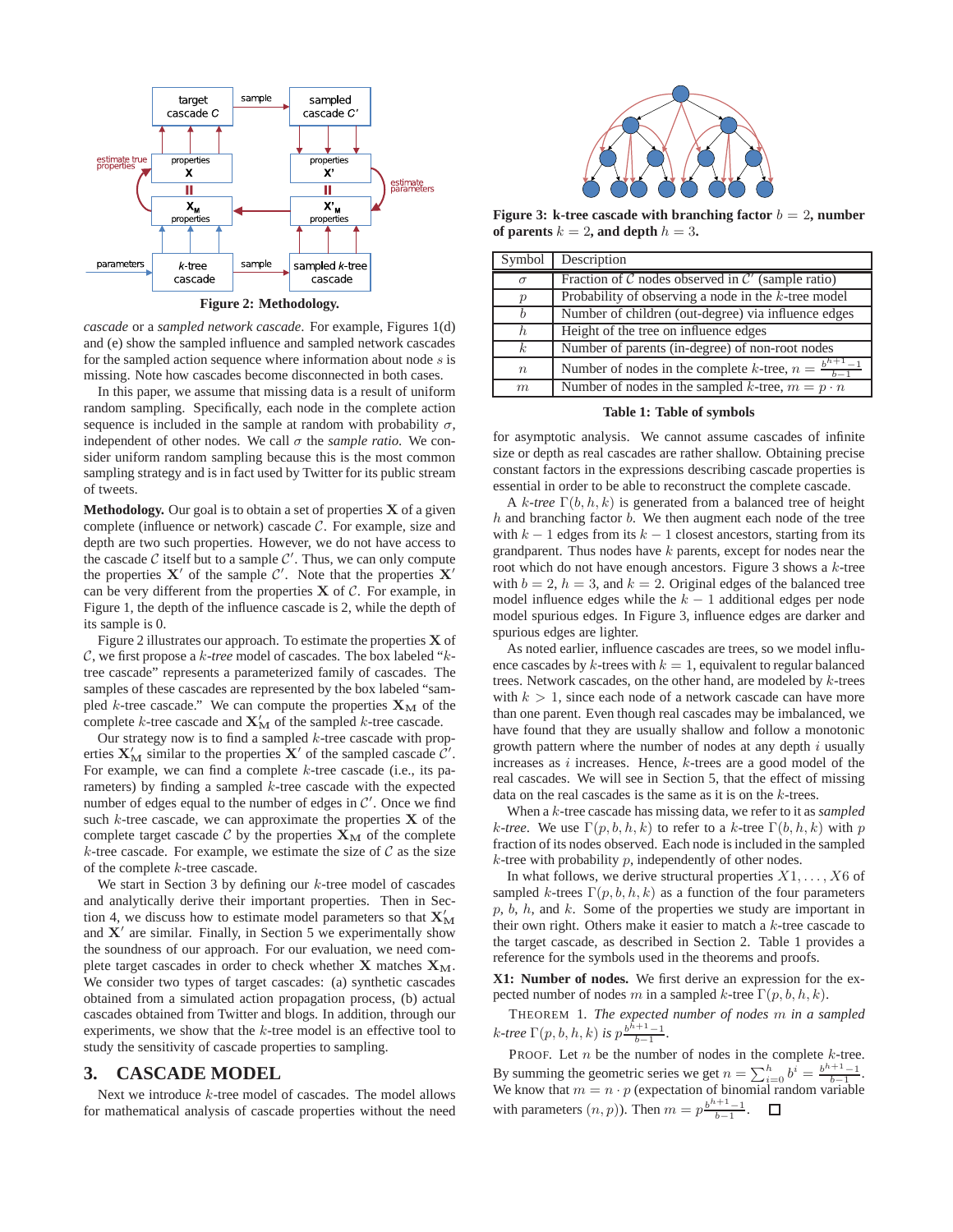Figure 2: Methodology.

*cascade* or a *sampled network cascade*. For example, Figures 1(d) and (e) show the sampled influence and sampled network cascades for the sampled action sequence where information about node $s$ is missing. Note how cascades become disconnected in both cases.

In this paper, we assume that missing data is a result of uniform random sampling. Specifically, each node in the complete action sequence is included in the sample at random with probability $\sigma$, independent of other nodes. We call $\sigma$ the *sample ratio*. We consider uniform random sampling because this is the most common sampling strategy and is in fact used by Twitter for its public stream of tweets.

**Methodology.** Our goal is to obtain a set of properties $\mathbf{X}$ of a given complete (influence or network) cascade $\mathcal{C}$. For example, size and depth are two such properties. However, we do not have access to the cascade $\mathcal{C}$ itself but to a sample $\mathcal{C}'$. Thus, we can only compute the properties $\mathbf{X}'$ of the sample $\mathcal{C}'$. Note that the properties $\mathbf{X}'$ can be very different from the properties $\mathbf{X}$ of $\mathcal{C}$. For example, in Figure 1, the depth of the influence cascade is 2, while the depth of its sample is 0.

Figure 2 illustrates our approach. To estimate the properties $\mathbf{X}$ of $\mathcal{C}$, we first propose a $k$-*tree* model of cascades. The box labeled "$k$-tree cascade" represents a parameterized family of cascades. The samples of these cascades are represented by the box labeled "sampled $k$-tree cascade." We can compute the properties $\mathbf{X}_\mathrm{M}$ of the complete $k$-tree cascade and $\mathbf{X}'_\mathrm{M}$ of the sampled $k$-tree cascade.

Our strategy now is to find a sampled $k$-tree cascade with properties $\mathbf{X}'_\mathrm{M}$ similar to the properties $\mathbf{X}'$ of the sampled cascade $\mathcal{C}'$. For example, we can find a complete $k$-tree cascade (i.e., its parameters) by finding a sampled $k$-tree cascade with the expected number of edges equal to the number of edges in $\mathcal{C}'$. Once we find such $k$-tree cascade, we can approximate the properties $\mathbf{X}$ of the complete target cascade $\mathcal{C}$ by the properties $\mathbf{X}_\mathrm{M}$ of the complete $k$-tree cascade. For example, we estimate the size of $\mathcal{C}$ as the size of the complete $k$-tree cascade.

We start in Section 3 by defining our $k$-tree model of cascades and analytically derive their important properties. Then in Section 4, we discuss how to estimate model parameters so that $\mathbf{X}'_\mathrm{M}$ and $\mathbf{X}'$ are similar. Finally, in Section 5 we experimentally show the soundness of our approach. For our evaluation, we need complete target cascades in order to check whether $\mathbf{X}$ matches $\mathbf{X}_\mathrm{M}$. We consider two types of target cascades: (a) synthetic cascades obtained from a simulated action propagation process, (b) actual cascades obtained from Twitter and blogs. In addition, through our experiments, we show that the $k$-tree model is an effective tool to study the sensitivity of cascade properties to sampling.

## 3. CASCADE MODEL

Next we introduce $k$-tree model of cascades. The model allows for mathematical analysis of cascade properties without the need for asymptotic analysis. We cannot assume cascades of infinite size or depth as real cascades are rather shallow. Obtaining precise constant factors in the expressions describing cascade properties is essential in order to be able to reconstruct the complete cascade.

Figure 3: k-tree cascade with branching factor $b = 2$, number of parents $k = 2$, and depth $h = 3$.

| Symbol | Description |
|---|---|
| $\sigma$ | Fraction of $\mathcal{C}$ nodes observed in $\mathcal{C}'$ (sample ratio) |
| $p$ | Probability of observing a node in the $k$-tree model |
| $b$ | Number of children (out-degree) via influence edges |
| $h$ | Height of the tree on influence edges |
| $k$ | Number of parents (in-degree) of non-root nodes |
| $n$ | Number of nodes in the complete $k$-tree, $n = \frac{b^{h+1}-1}{b-1}$ |
| $m$ | Number of nodes in the sampled $k$-tree, $m = p \cdot n$ |

Table 1: Table of symbols

A $k$-*tree* $\Gamma(b, h, k)$ is generated from a balanced tree of height $h$ and branching factor $b$. We then augment each node of the tree with $k-1$ edges from its $k-1$ closest ancestors, starting from its grandparent. Thus nodes have $k$ parents, except for nodes near the root which do not have enough ancestors. Figure 3 shows a $k$-tree with $b = 2$, $h = 3$, and $k = 2$. Original edges of the balanced tree model influence edges while the $k-1$ additional edges per node model spurious edges. In Figure 3, influence edges are darker and spurious edges are lighter.

As noted earlier, influence cascades are trees, so we model influence cascades by $k$-trees with $k = 1$, equivalent to regular balanced trees. Network cascades, on the other hand, are modeled by $k$-trees with $k > 1$, since each node of a network cascade can have more than one parent. Even though real cascades may be imbalanced, we have found that they are usually shallow and follow a monotonic growth pattern where the number of nodes at any depth $i$ usually increases as $i$ increases. Hence, $k$-trees are a good model of the real cascades. We will see in Section 5, that the effect of missing data on the real cascades is the same as it is on the $k$-trees.

When a $k$-tree cascade has missing data, we refer to it as *sampled* $k$-*tree*. We use $\Gamma(p, b, h, k)$ to refer to a $k$-tree $\Gamma(b, h, k)$ with $p$ fraction of its nodes observed. Each node is included in the sampled $k$-tree with probability $p$, independently of other nodes.

In what follows, we derive structural properties $X1, \ldots, X6$ of sampled $k$-trees $\Gamma(p, b, h, k)$ as a function of the four parameters $p$, $b$, $h$, and $k$. Some of the properties we study are important in their own right. Others make it easier to match a $k$-tree cascade to the target cascade, as described in Section 2. Table 1 provides a reference for the symbols used in the theorems and proofs.

**X1: Number of nodes.** We first derive an expression for the expected number of nodes $m$ in a sampled $k$-tree $\Gamma(p, b, h, k)$.

THEOREM 1. *The expected number of nodes $m$ in a sampled $k$-tree $\Gamma(p, b, h, k)$ is $p\frac{b^{h+1}-1}{b-1}$.*

PROOF. Let $n$ be the number of nodes in the complete $k$-tree. By summing the geometric series we get $n = \sum_{i=0}^{h} b^i = \frac{b^{h+1}-1}{b-1}$. We know that $m = n \cdot p$ (expectation of binomial random variable with parameters $(n, p)$). Then $m = p\frac{b^{h+1}-1}{b-1}$. □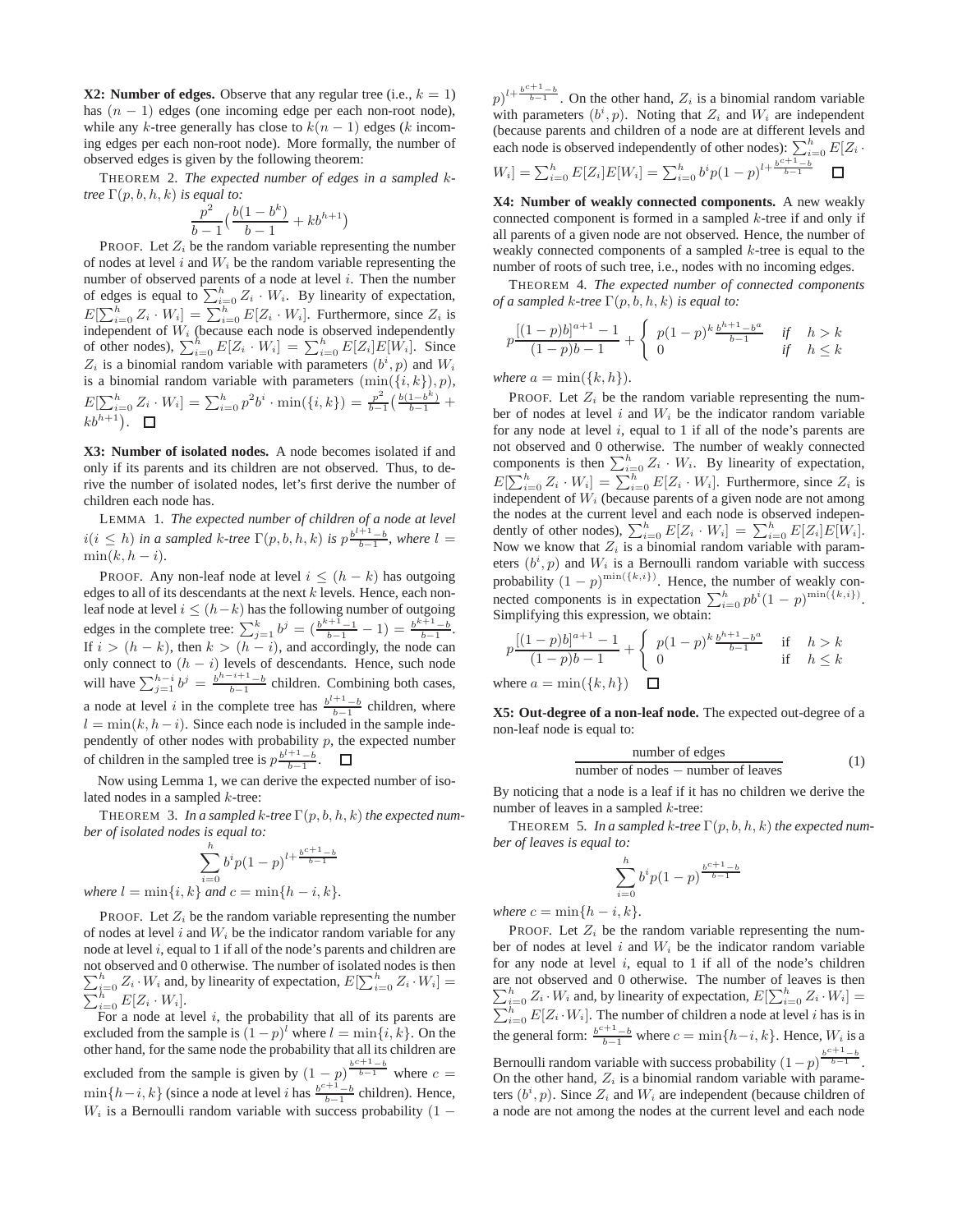**X2: Number of edges.** Observe that any regular tree (i.e., $k = 1$) has $(n - 1)$ edges (one incoming edge per each non-root node), while any $k$-tree generally has close to $k(n - 1)$ edges ($k$ incoming edges per each non-root node). More formally, the number of observed edges is given by the following theorem:

THEOREM 2. *The expected number of edges in a sampled $k$-tree $\Gamma(p, b, h, k)$ is equal to:*

$$\frac{p^2}{b-1}\left(\frac{b(1-b^k)}{b-1} + kb^{h+1}\right)$$

PROOF. Let $Z_i$ be the random variable representing the number of nodes at level $i$ and $W_i$ be the random variable representing the number of observed parents of a node at level $i$. Then the number of edges is equal to $\sum_{i=0}^{h} Z_i \cdot W_i$. By linearity of expectation, $E[\sum_{i=0}^{h} Z_i \cdot W_i] = \sum_{i=0}^{h} E[Z_i \cdot W_i]$. Furthermore, since $Z_i$ is independent of $W_i$ (because each node is observed independently of other nodes), $\sum_{i=0}^{h} E[Z_i \cdot W_i] = \sum_{i=0}^{h} E[Z_i]E[W_i]$. Since $Z_i$ is a binomial random variable with parameters $(b^i, p)$ and $W_i$ is a binomial random variable with parameters $(\min(\{i,k\}), p)$, $E[\sum_{i=0}^{h} Z_i \cdot W_i] = \sum_{i=0}^{h} p^2 b^i \cdot \min(\{i,k\}) = \frac{p^2}{b-1}\left(\frac{b(1-b^k)}{b-1} + kb^{h+1}\right)$. □

**X3: Number of isolated nodes.** A node becomes isolated if and only if its parents and its children are not observed. Thus, to derive the number of isolated nodes, let's first derive the number of children each node has.

LEMMA 1. *The expected number of children of a node at level $i (i \le h)$ in a sampled $k$-tree $\Gamma(p, b, h, k)$ is $p\frac{b^{l+1}-b}{b-1}$, where $l = \min(k, h - i)$.*

PROOF. Any non-leaf node at level $i \le (h - k)$ has outgoing edges to all of its descendants at the next $k$ levels. Hence, each non-leaf node at level $i \le (h-k)$ has the following number of outgoing edges in the complete tree: $\sum_{j=1}^{k} b^j = (\frac{b^{k+1}-1}{b-1} - 1) = \frac{b^{k+1}-b}{b-1}$. If $i > (h - k)$, then $k > (h - i)$, and accordingly, the node can only connect to $(h - i)$ levels of descendants. Hence, such node will have $\sum_{j=1}^{h-i} b^j = \frac{b^{h-i+1}-b}{b-1}$ children. Combining both cases, a node at level $i$ in the complete tree has $\frac{b^{l+1}-b}{b-1}$ children, where $l = \min(k, h-i)$. Since each node is included in the sample independently of other nodes with probability $p$, the expected number of children in the sampled tree is $p\frac{b^{l+1}-b}{b-1}$. □

Now using Lemma 1, we can derive the expected number of isolated nodes in a sampled $k$-tree:

THEOREM 3. *In a sampled $k$-tree $\Gamma(p, b, h, k)$ the expected number of isolated nodes is equal to:*

$$\sum_{i=0}^{h} b^i p(1-p)^{l+\frac{b^{c+1}-b}{b-1}}$$

*where $l = \min\{i, k\}$ and $c = \min\{h - i, k\}$.*

PROOF. Let $Z_i$ be the random variable representing the number of nodes at level $i$ and $W_i$ be the indicator random variable for any node at level $i$, equal to 1 if all of the node's parents and children are not observed and 0 otherwise. The number of isolated nodes is then $\sum_{i=0}^{h} Z_i \cdot W_i$ and, by linearity of expectation, $E[\sum_{i=0}^{h} Z_i \cdot W_i] = \sum_{i=0}^{h} E[Z_i \cdot W_i]$.

For a node at level $i$, the probability that all of its parents are excluded from the sample is $(1-p)^l$ where $l = \min\{i, k\}$. On the other hand, for the same node the probability that all its children are excluded from the sample is given by $(1-p)^{\frac{b^{c+1}-b}{b-1}}$ where $c = \min\{h-i, k\}$ (since a node at level $i$ has $\frac{b^{c+1}-b}{b-1}$ children). Hence, $W_i$ is a Bernoulli random variable with success probability $(1-p)^{l+\frac{b^{c+1}-b}{b-1}}$. On the other hand, $Z_i$ is a binomial random variable with parameters $(b^i, p)$. Noting that $Z_i$ and $W_i$ are independent (because parents and children of a node are at different levels and each node is observed independently of other nodes): $\sum_{i=0}^{h} E[Z_i \cdot W_i] = \sum_{i=0}^{h} E[Z_i]E[W_i] = \sum_{i=0}^{h} b^i p(1-p)^{l+\frac{b^{c+1}-b}{b-1}}$ □

**X4: Number of weakly connected components.** A new weakly connected component is formed in a sampled $k$-tree if and only if all parents of a given node are not observed. Hence, the number of weakly connected components of a sampled $k$-tree is equal to the number of roots of such tree, i.e., nodes with no incoming edges.

THEOREM 4. *The expected number of connected components of a sampled $k$-tree $\Gamma(p, b, h, k)$ is equal to:*

$$p\frac{[(1-p)b]^{a+1}-1}{(1-p)b-1} + \begin{cases} p(1-p)^k \frac{b^{h+1}-b^a}{b-1} & \text{if} \quad h > k \\ 0 & \text{if} \quad h \le k \end{cases}$$

*where $a = \min(\{k, h\})$.*

PROOF. Let $Z_i$ be the random variable representing the number of nodes at level $i$ and $W_i$ be the indicator random variable for any node at level $i$, equal to 1 if all of the node's parents are not observed and 0 otherwise. The number of weakly connected components is then $\sum_{i=0}^{h} Z_i \cdot W_i$. By linearity of expectation, $E[\sum_{i=0}^{h} Z_i \cdot W_i] = \sum_{i=0}^{h} E[Z_i \cdot W_i]$. Furthermore, since $Z_i$ is independent of $W_i$ (because parents of a given node are not among the nodes at the current level and each node is observed independently of other nodes), $\sum_{i=0}^{h} E[Z_i \cdot W_i] = \sum_{i=0}^{h} E[Z_i]E[W_i]$. Now we know that $Z_i$ is a binomial random variable with parameters $(b^i, p)$ and $W_i$ is a Bernoulli random variable with success probability $(1-p)^{\min(\{k,i\})}$. Hence, the number of weakly connected components is in expectation $\sum_{i=0}^{h} pb^i(1-p)^{\min(\{k,i\})}$. Simplifying this expression, we obtain:

$$p\frac{[(1-p)b]^{a+1}-1}{(1-p)b-1} + \begin{cases} p(1-p)^k \frac{b^{h+1}-b^a}{b-1} & \text{if} \quad h > k \\ 0 & \text{if} \quad h \le k \end{cases}$$

where $a = \min(\{k, h\})$ □

**X5: Out-degree of a non-leaf node.** The expected out-degree of a non-leaf node is equal to:

$$\frac{\text{number of edges}}{\text{number of nodes} - \text{number of leaves}} \tag{1}$$

By noticing that a node is a leaf if it has no children we derive the number of leaves in a sampled $k$-tree:

THEOREM 5. *In a sampled $k$-tree $\Gamma(p, b, h, k)$ the expected number of leaves is equal to:*

$$\sum_{i=0}^{h} b^i p(1-p)^{\frac{b^{c+1}-b}{b-1}}$$

*where $c = \min\{h - i, k\}$.*

PROOF. Let $Z_i$ be the random variable representing the number of nodes at level $i$ and $W_i$ be the indicator random variable for any node at level $i$, equal to 1 if all of the node's children are not observed and 0 otherwise. The number of leaves is then $\sum_{i=0}^{h} Z_i \cdot W_i$ and, by linearity of expectation, $E[\sum_{i=0}^{h} Z_i \cdot W_i] = \sum_{i=0}^{h} E[Z_i \cdot W_i]$. The number of children a node at level $i$ has is in the general form: $\frac{b^{c+1}-b}{b-1}$ where $c = \min\{h-i, k\}$. Hence, $W_i$ is a Bernoulli random variable with success probability $(1-p)^{\frac{b^{c+1}-b}{b-1}}$. On the other hand, $Z_i$ is a binomial random variable with parameters $(b^i, p)$. Since $Z_i$ and $W_i$ are independent (because children of a node are not among the nodes at the current level and each node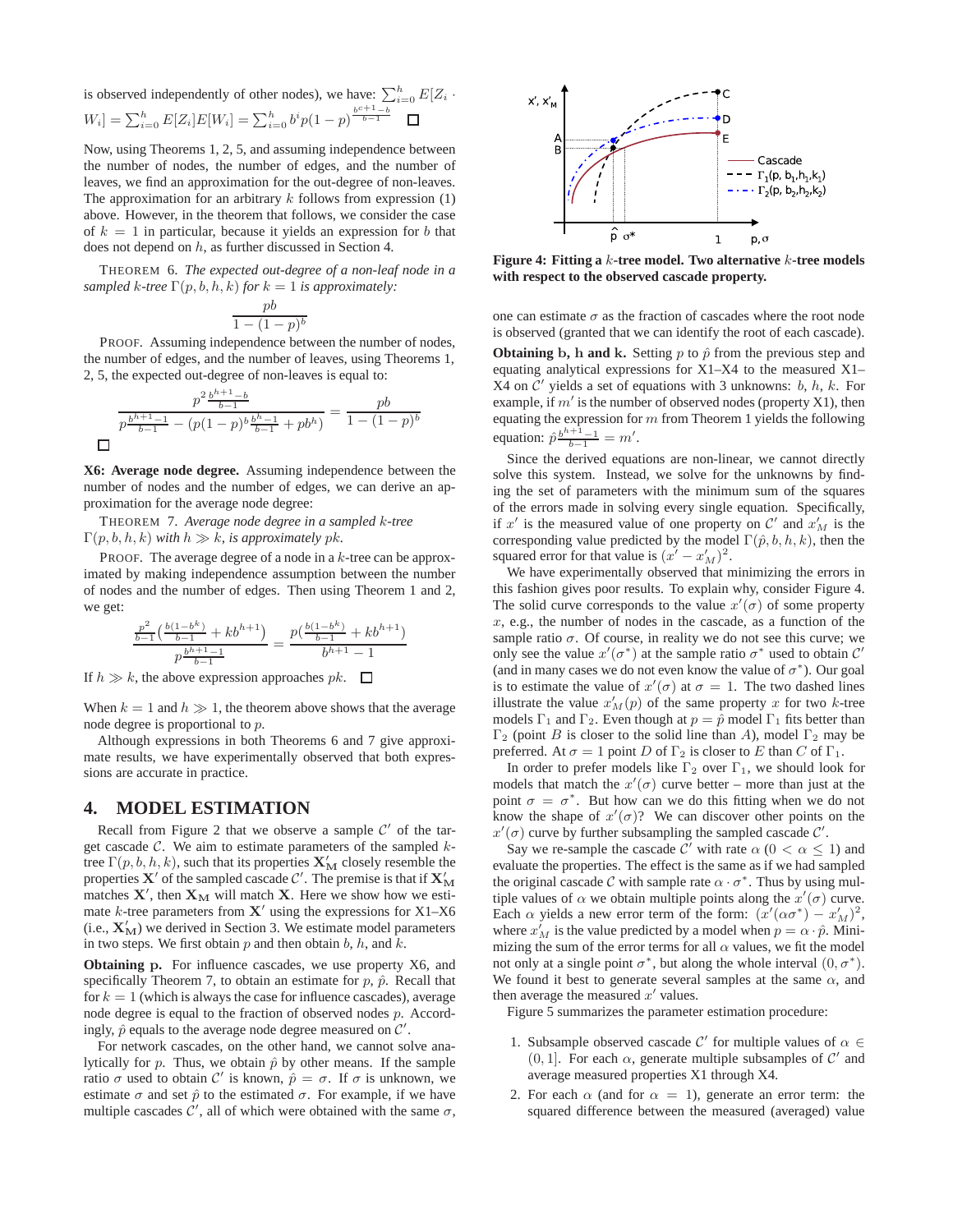is observed independently of other nodes), we have: $\sum_{i=0}^{h} E[Z_i \cdot W_i] = \sum_{i=0}^{h} E[Z_i]E[W_i] = \sum_{i=0}^{h} b^i p(1-p)^{\frac{b^{c+1}-b}{b-1}}$ $\square$

Now, using Theorems 1, 2, 5, and assuming independence between the number of nodes, the number of edges, and the number of leaves, we find an approximation for the out-degree of non-leaves. The approximation for an arbitrary $k$ follows from expression (1) above. However, in the theorem that follows, we consider the case of $k = 1$ in particular, because it yields an expression for $b$ that does not depend on $h$, as further discussed in Section 4.

THEOREM 6. *The expected out-degree of a non-leaf node in a sampled $k$-tree $\Gamma(p, b, h, k)$ for $k = 1$ is approximately:*

$$\frac{pb}{1-(1-p)^b}$$

PROOF. Assuming independence between the number of nodes, the number of edges, and the number of leaves, using Theorems 1, 2, 5, the expected out-degree of non-leaves is equal to:

$$\frac{p^2\frac{b^{h+1}-b}{b-1}}{p\frac{b^{h+1}-1}{b-1} - (p(1-p)^b\frac{b^h-1}{b-1} + pb^h)} = \frac{pb}{1-(1-p)^b}$$

$\square$

**X6: Average node degree.** Assuming independence between the number of nodes and the number of edges, we can derive an approximation for the average node degree:

THEOREM 7. *Average node degree in a sampled $k$-tree $\Gamma(p, b, h, k)$ with $h \gg k$, is approximately $pk$.*

PROOF. The average degree of a node in a $k$-tree can be approximated by making independence assumption between the number of nodes and the number of edges. Then using Theorem 1 and 2, we get:

$$\frac{\frac{p^2}{b-1}\left(\frac{b(1-b^k)}{b-1} + kb^{h+1}\right)}{p\frac{b^{h+1}-1}{b-1}} = \frac{p\left(\frac{b(1-b^k)}{b-1} + kb^{h+1}\right)}{b^{h+1}-1}$$

If $h \gg k$, the above expression approaches $pk$. $\square$

When $k = 1$ and $h \gg 1$, the theorem above shows that the average node degree is proportional to $p$.

Although expressions in both Theorems 6 and 7 give approximate results, we have experimentally observed that both expressions are accurate in practice.

## 4. MODEL ESTIMATION

Recall from Figure 2 that we observe a sample $\mathcal{C}'$ of the target cascade $\mathcal{C}$. We aim to estimate parameters of the sampled $k$-tree $\Gamma(p, b, h, k)$, such that its properties $\mathbf{X}'_\mathrm{M}$ closely resemble the properties $\mathbf{X}'$ of the sampled cascade $\mathcal{C}'$. The premise is that if $\mathbf{X}'_\mathrm{M}$ matches $\mathbf{X}'$, then $\mathbf{X}_\mathrm{M}$ will match $\mathbf{X}$. Here we show how we estimate $k$-tree parameters from $\mathbf{X}'$ using the expressions for X1–X6 (i.e., $\mathbf{X}'_\mathrm{M}$) we derived in Section 3. We estimate model parameters in two steps. We first obtain $p$ and then obtain $b$, $h$, and $k$.

**Obtaining p.** For influence cascades, we use property X6, and specifically Theorem 7, to obtain an estimate for $p$, $\hat{p}$. Recall that for $k = 1$ (which is always the case for influence cascades), average node degree is equal to the fraction of observed nodes $p$. Accordingly, $\hat{p}$ equals to the average node degree measured on $\mathcal{C}'$.

For network cascades, on the other hand, we cannot solve analytically for $p$. Thus, we obtain $\hat{p}$ by other means. If the sample ratio $\sigma$ used to obtain $\mathcal{C}'$ is known, $\hat{p} = \sigma$. If $\sigma$ is unknown, we estimate $\sigma$ and set $\hat{p}$ to the estimated $\sigma$. For example, if we have multiple cascades $\mathcal{C}'$, all of which were obtained with the same $\sigma$, one can estimate $\sigma$ as the fraction of cascades where the root node is observed (granted that we can identify the root of each cascade).

Figure 4: Fitting a $k$-tree model. Two alternative $k$-tree models with respect to the observed cascade property.

**Obtaining b, h and k.** Setting $p$ to $\hat{p}$ from the previous step and equating analytical expressions for X1–X4 to the measured X1–X4 on $\mathcal{C}'$ yields a set of equations with 3 unknowns: $b$, $h$, $k$. For example, if $m'$ is the number of observed nodes (property X1), then equating the expression for $m$ from Theorem 1 yields the following equation: $\hat{p}\frac{b^{h+1}-1}{b-1} = m'$.

Since the derived equations are non-linear, we cannot directly solve this system. Instead, we solve for the unknowns by finding the set of parameters with the minimum sum of the squares of the errors made in solving every single equation. Specifically, if $x'$ is the measured value of one property on $\mathcal{C}'$ and $x'_M$ is the corresponding value predicted by the model $\Gamma(\hat{p}, b, h, k)$, then the squared error for that value is $(x' - x'_M)^2$.

We have experimentally observed that minimizing the errors in this fashion gives poor results. To explain why, consider Figure 4. The solid curve corresponds to the value $x'(\sigma)$ of some property $x$, e.g., the number of nodes in the cascade, as a function of the sample ratio $\sigma$. Of course, in reality we do not see this curve; we only see the value $x'(\sigma^*)$ at the sample ratio $\sigma^*$ used to obtain $\mathcal{C}'$ (and in many cases we do not even know the value of $\sigma^*$). Our goal is to estimate the value of $x'(\sigma)$ at $\sigma = 1$. The two dashed lines illustrate the value $x'_M(p)$ of the same property $x$ for two $k$-tree models $\Gamma_1$ and $\Gamma_2$. Even though at $p = \hat{p}$ model $\Gamma_1$ fits better than $\Gamma_2$ (point $B$ is closer to the solid line than $A$), model $\Gamma_2$ may be preferred. At $\sigma = 1$ point $D$ of $\Gamma_2$ is closer to $E$ than $C$ of $\Gamma_1$.

In order to prefer models like $\Gamma_2$ over $\Gamma_1$, we should look for models that match the $x'(\sigma)$ curve better – more than just at the point $\sigma = \sigma^*$. But how can we do this fitting when we do not know the shape of $x'(\sigma)$? We can discover other points on the $x'(\sigma)$ curve by further subsampling the sampled cascade $\mathcal{C}'$.

Say we re-sample the cascade $\mathcal{C}'$ with rate $\alpha$ ($0 < \alpha \leq 1$) and evaluate the properties. The effect is the same as if we had sampled the original cascade $\mathcal{C}$ with sample rate $\alpha \cdot \sigma^*$. Thus by using multiple values of $\alpha$ we obtain multiple points along the $x'(\sigma)$ curve. Each $\alpha$ yields a new error term of the form: $(x'(\alpha\sigma^*) - x'_M)^2$, where $x'_M$ is the value predicted by a model when $p = \alpha \cdot \hat{p}$. Minimizing the sum of the error terms for all $\alpha$ values, we fit the model not only at a single point $\sigma^*$, but along the whole interval $(0, \sigma^*)$. We found it best to generate several samples at the same $\alpha$, and then average the measured $x'$ values.

Figure 5 summarizes the parameter estimation procedure:

1. Subsample observed cascade $\mathcal{C}'$ for multiple values of $\alpha \in (0, 1]$. For each $\alpha$, generate multiple subsamples of $\mathcal{C}'$ and average measured properties X1 through X4.
2. For each $\alpha$ (and for $\alpha = 1$), generate an error term: the squared difference between the measured (averaged) value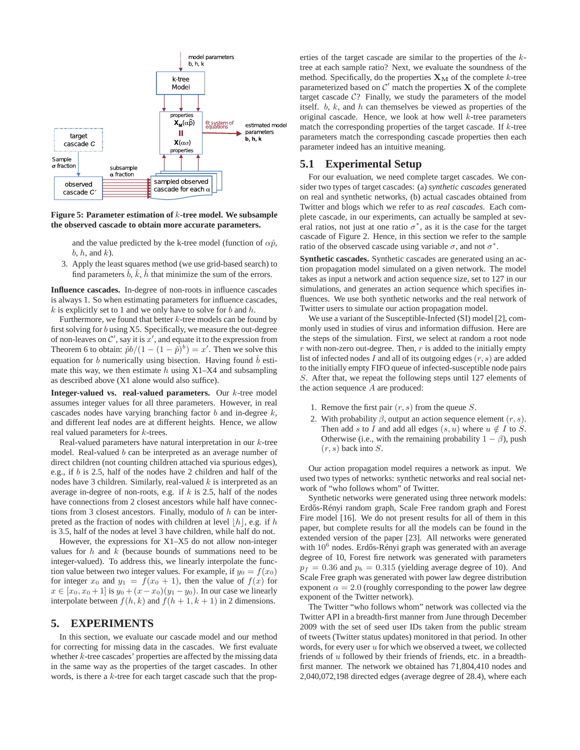**Figure 5: Parameter estimation of $k$-tree model. We subsample the observed cascade to obtain more accurate parameters.**

and the value predicted by the k-tree model (function of $\alpha\hat{p}$, $b$, $h$, and $k$).

3. Apply the least squares method (we use grid-based search) to find parameters $\hat{b}$, $\hat{k}$, $\hat{h}$ that minimize the sum of the errors.

**Influence cascades.** In-degree of non-roots in influence cascades is always 1. So when estimating parameters for influence cascades, $k$ is explicitly set to 1 and we only have to solve for $b$ and $h$.

Furthermore, we found that better $k$-tree models can be found by first solving for $b$ using X5. Specifically, we measure the out-degree of non-leaves on $\mathcal{C}'$, say it is $x'$, and equate it to the expression from Theorem 6 to obtain: $\hat{p}b/(1-(1-\hat{p})^b) = x'$. Then we solve this equation for $b$ numerically using bisection. Having found $\hat{b}$ estimate this way, we then estimate $h$ using X1–X4 and subsampling as described above (X1 alone would also suffice).

**Integer-valued vs. real-valued parameters.** Our $k$-tree model assumes integer values for all three parameters. However, in real cascades nodes have varying branching factor $b$ and in-degree $k$, and different leaf nodes are at different heights. Hence, we allow real valued parameters for $k$-trees.

Real-valued parameters have natural interpretation in our $k$-tree model. Real-valued $b$ can be interpreted as an average number of direct children (not counting children attached via spurious edges), e.g., if $b$ is 2.5, half of the nodes have 2 children and half of the nodes have 3 children. Similarly, real-valued $k$ is interpreted as an average in-degree of non-roots, e.g. if $k$ is 2.5, half of the nodes have connections from 2 closest ancestors while half have connections from 3 closest ancestors. Finally, modulo of $h$ can be interpreted as the fraction of nodes with children at level $\lfloor h \rfloor$, e.g. if $h$ is 3.5, half of the nodes at level 3 have children, while half do not.

However, the expressions for X1–X5 do not allow non-integer values for $h$ and $k$ (because bounds of summations need to be integer-valued). To address this, we linearly interpolate the function value between two integer values. For example, if $y_0 = f(x_0)$ for integer $x_0$ and $y_1 = f(x_0+1)$, then the value of $f(x)$ for $x \in [x_0, x_0+1]$ is $y_0 + (x-x_0)(y_1-y_0)$. In our case we linearly interpolate between $f(h,k)$ and $f(h+1,k+1)$ in 2 dimensions.

## 5. EXPERIMENTS

In this section, we evaluate our cascade model and our method for correcting for missing data in the cascades. We first evaluate whether $k$-tree cascades' properties are affected by the missing data in the same way as the properties of the target cascades. In other words, is there a $k$-tree for each target cascade such that the properties of the target cascade are similar to the properties of the $k$-tree at each sample ratio? Next, we evaluate the soundness of the method. Specifically, do the properties $\mathbf{X_M}$ of the complete $k$-tree parameterized based on $\mathcal{C}'$ match the properties $\mathbf{X}$ of the complete target cascade $\mathcal{C}$? Finally, we study the parameters of the model itself. $b$, $k$, and $h$ can themselves be viewed as properties of the original cascade. Hence, we look at how well $k$-tree parameters match the corresponding properties of the target cascade. If $k$-tree parameters match the corresponding cascade properties then each parameter indeed has an intuitive meaning.

### 5.1 Experimental Setup

For our evaluation, we need complete target cascades. We consider two types of target cascades: (a) *synthetic cascades* generated on real and synthetic networks, (b) actual cascades obtained from Twitter and blogs which we refer to as *real cascades*. Each complete cascade, in our experiments, can actually be sampled at several ratios, not just at one ratio $\sigma^*$, as it is the case for the target cascade of Figure 2. Hence, in this section we refer to the sample ratio of the observed cascade using variable $\sigma$, and not $\sigma^*$.

**Synthetic cascades.** Synthetic cascades are generated using an action propagation model simulated on a given network. The model takes as input a network and action sequence size, set to 127 in our simulations, and generates an action sequence which specifies influences. We use both synthetic networks and the real network of Twitter users to simulate our action propagation model.

We use a variant of the Susceptible-Infected (SI) model [2], commonly used in studies of virus and information diffusion. Here are the steps of the simulation. First, we select at random a root node $r$ with non-zero out-degree. Then, $r$ is added to the initially empty list of infected nodes $I$ and all of its outgoing edges $(r,s)$ are added to the initially empty FIFO queue of infected-susceptible node pairs $S$. After that, we repeat the following steps until 127 elements of the action sequence $A$ are produced:

1. Remove the first pair $(r,s)$ from the queue $S$.
2. With probability $\beta$, output an action sequence element $(r,s)$. Then add $s$ to $I$ and add all edges $(s,u)$ where $u \notin I$ to $S$. Otherwise (i.e., with the remaining probability $1-\beta$), push $(r,s)$ back into $S$.

Our action propagation model requires a network as input. We used two types of networks: synthetic networks and real social network of "who follows whom" of Twitter.

Synthetic networks were generated using three network models: Erdős-Rényi random graph, Scale Free random graph and Forest Fire model [16]. We do not present results for all of them in this paper, but complete results for all the models can be found in the extended version of the paper [23]. All networks were generated with $10^6$ nodes. Erdős-Rényi graph was generated with an average degree of 10, Forest fire network was generated with parameters $p_f = 0.36$ and $p_b = 0.315$ (yielding average degree of 10). And Scale Free graph was generated with power law degree distribution exponent $\alpha = 2.0$ (roughly corresponding to the power law degree exponent of the Twitter network).

The Twitter "who follows whom" network was collected via the Twitter API in a breadth-first manner from June through December 2009 with the set of seed user IDs taken from the public stream of tweets (Twitter status updates) monitored in that period. In other words, for every user $u$ for which we observed a tweet, we collected friends of $u$ followed by their friends of friends, etc. in a breadth-first manner. The network we obtained has 71,804,410 nodes and 2,040,072,198 directed edges (average degree of 28.4), where each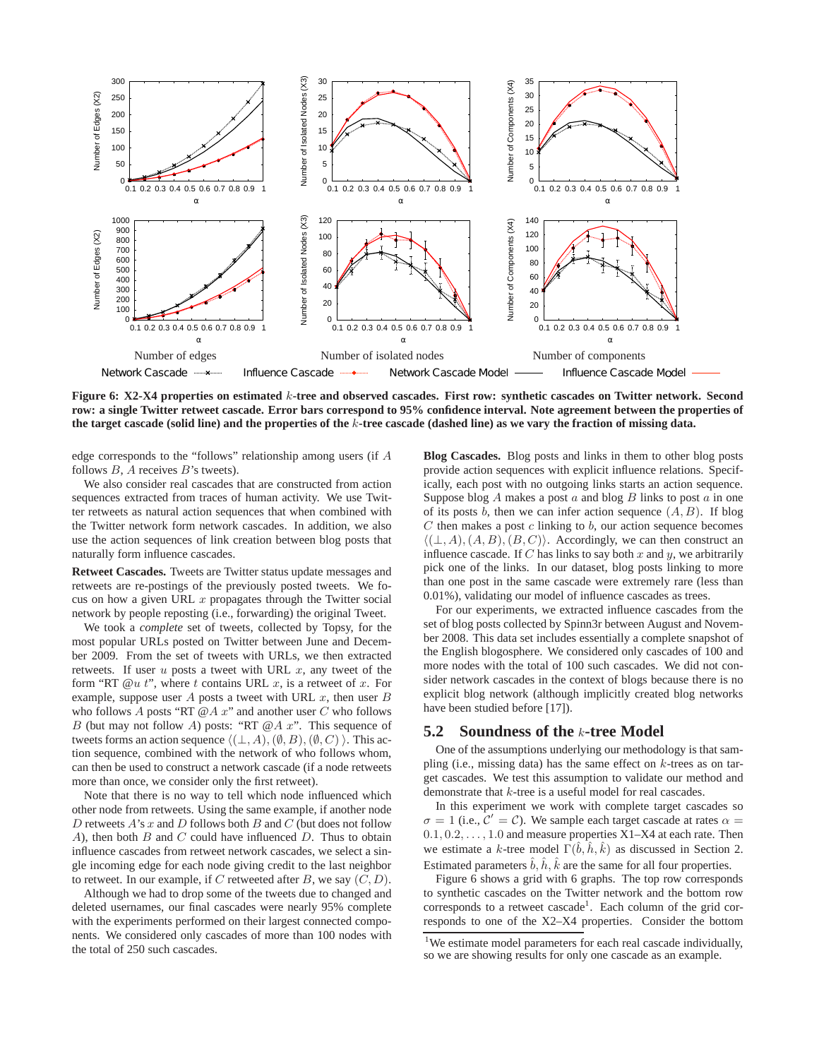Number of edges Number of isolated nodes Number of components

Network Cascade Influence Cascade Network Cascade Model Influence Cascade Model

**Figure 6: X2-X4 properties on estimated $k$-tree and observed cascades. First row: synthetic cascades on Twitter network. Second row: a single Twitter retweet cascade. Error bars correspond to 95% confidence interval. Note agreement between the properties of the target cascade (solid line) and the properties of the $k$-tree cascade (dashed line) as we vary the fraction of missing data.**

edge corresponds to the "follows" relationship among users (if $A$ follows $B$, $A$ receives $B$'s tweets).

We also consider real cascades that are constructed from action sequences extracted from traces of human activity. We use Twitter retweets as natural action sequences that when combined with the Twitter network form network cascades. In addition, we also use the action sequences of link creation between blog posts that naturally form influence cascades.

**Retweet Cascades.** Tweets are Twitter status update messages and retweets are re-postings of the previously posted tweets. We focus on how a given URL $x$ propagates through the Twitter social network by people reposting (i.e., forwarding) the original Tweet.

We took a *complete* set of tweets, collected by Topsy, for the most popular URLs posted on Twitter between June and December 2009. From the set of tweets with URLs, we then extracted retweets. If user $u$ posts a tweet with URL $x$, any tweet of the form "RT @$u$ $t$", where $t$ contains URL $x$, is a retweet of $x$. For example, suppose user $A$ posts a tweet with URL $x$, then user $B$ who follows $A$ posts "RT @$A$ $x$" and another user $C$ who follows $B$ (but may not follow $A$) posts: "RT @$A$ $x$". This sequence of tweets forms an action sequence $\langle(\perp, A), (\emptyset, B), (\emptyset, C)\rangle$. This action sequence, combined with the network of who follows whom, can then be used to construct a network cascade (if a node retweets more than once, we consider only the first retweet).

Note that there is no way to tell which node influenced which other node from retweets. Using the same example, if another node $D$ retweets $A$'s $x$ and $D$ follows both $B$ and $C$ (but does not follow $A$), then both $B$ and $C$ could have influenced $D$. Thus to obtain influence cascades from retweet network cascades, we select a single incoming edge for each node giving credit to the last neighbor to retweet. In our example, if $C$ retweeted after $B$, we say $(C, D)$.

Although we had to drop some of the tweets due to changed and deleted usernames, our final cascades were nearly 95% complete with the experiments performed on their largest connected components. We considered only cascades of more than 100 nodes with the total of 250 such cascades.

**Blog Cascades.** Blog posts and links in them to other blog posts provide action sequences with explicit influence relations. Specifically, each post with no outgoing links starts an action sequence. Suppose blog $A$ makes a post $a$ and blog $B$ links to post $a$ in one of its posts $b$, then we can infer action sequence $(A, B)$. If blog $C$ then makes a post $c$ linking to $b$, our action sequence becomes $\langle(\perp, A), (A, B), (B, C)\rangle$. Accordingly, we can then construct an influence cascade. If $C$ has links to say both $x$ and $y$, we arbitrarily pick one of the links. In our dataset, blog posts linking to more than one post in the same cascade were extremely rare (less than 0.01%), validating our model of influence cascades as trees.

For our experiments, we extracted influence cascades from the set of blog posts collected by Spinn3r between August and November 2008. This data set includes essentially a complete snapshot of the English blogosphere. We considered only cascades of 100 and more nodes with the total of 100 such cascades. We did not consider network cascades in the context of blogs because there is no explicit blog network (although implicitly created blog networks have been studied before [17]).

## 5.2 Soundness of the $k$-tree Model

One of the assumptions underlying our methodology is that sampling (i.e., missing data) has the same effect on $k$-trees as on target cascades. We test this assumption to validate our method and demonstrate that $k$-tree is a useful model for real cascades.

In this experiment we work with complete target cascades so $\sigma = 1$ (i.e., $\mathcal{C}' = \mathcal{C}$). We sample each target cascade at rates $\alpha = 0.1, 0.2, \ldots, 1.0$ and measure properties X1–X4 at each rate. Then we estimate a $k$-tree model $\Gamma(\hat{b}, \hat{h}, \hat{k})$ as discussed in Section 2. Estimated parameters $\hat{b}, \hat{h}, \hat{k}$ are the same for all four properties.

Figure 6 shows a grid with 6 graphs. The top row corresponds to synthetic cascades on the Twitter network and the bottom row corresponds to a retweet cascade[1]. Each column of the grid corresponds to one of the X2–X4 properties. Consider the bottom

[1] We estimate model parameters for each real cascade individually, so we are showing results for only one cascade as an example.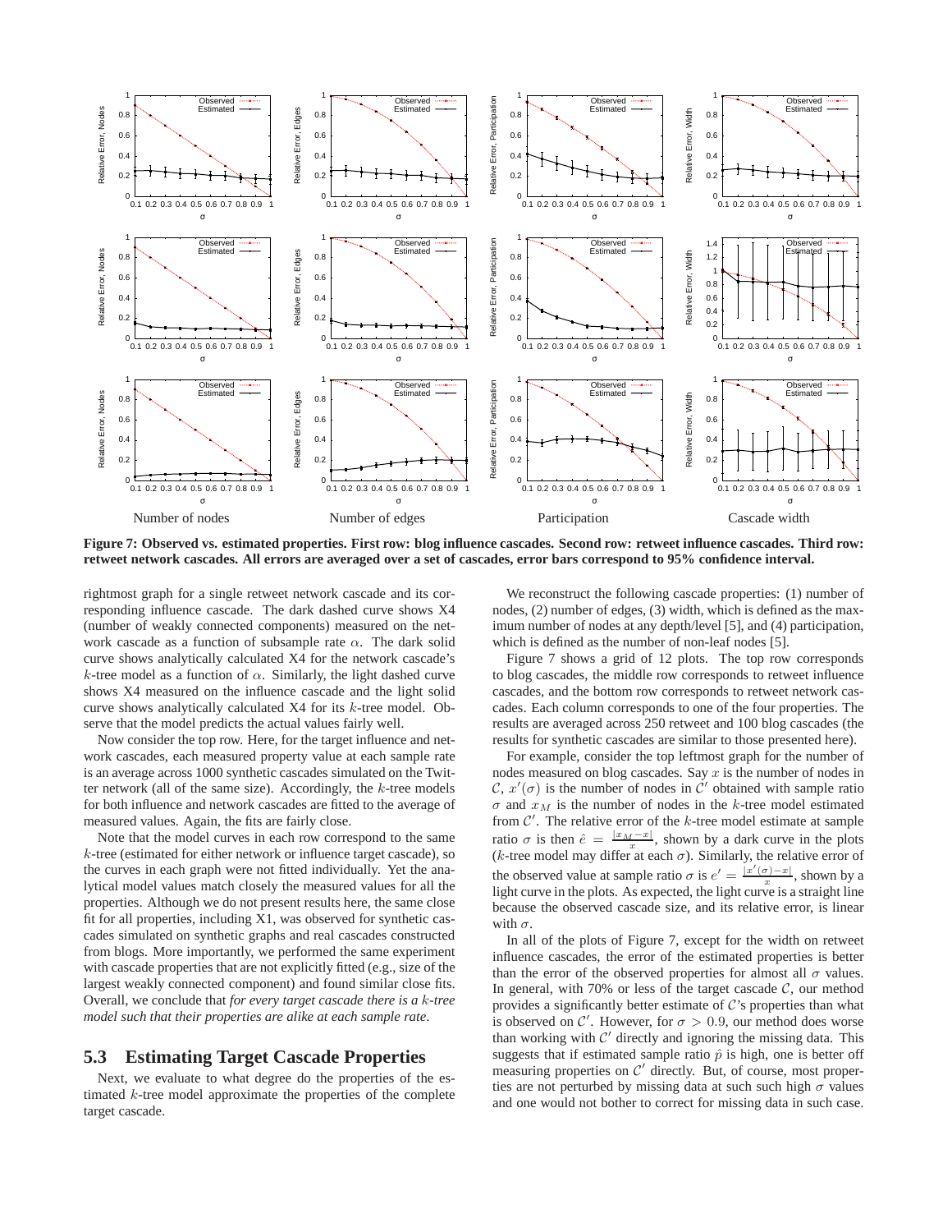Figure 7: Observed vs. estimated properties. First row: blog influence cascades. Second row: retweet influence cascades. Third row: retweet network cascades. All errors are averaged over a set of cascades, error bars correspond to 95% confidence interval.

rightmost graph for a single retweet network cascade and its corresponding influence cascade. The dark dashed curve shows X4 (number of weakly connected components) measured on the network cascade as a function of subsample rate $\alpha$. The dark solid curve shows analytically calculated X4 for the network cascade's $k$-tree model as a function of $\alpha$. Similarly, the light dashed curve shows X4 measured on the influence cascade and the light solid curve shows analytically calculated X4 for its $k$-tree model. Observe that the model predicts the actual values fairly well.

Now consider the top row. Here, for the target influence and network cascades, each measured property value at each sample rate is an average across 1000 synthetic cascades simulated on the Twitter network (all of the same size). Accordingly, the $k$-tree models for both influence and network cascades are fitted to the average of measured values. Again, the fits are fairly close.

Note that the model curves in each row correspond to the same $k$-tree (estimated for either network or influence target cascade), so the curves in each graph were not fitted individually. Yet the analytical model values match closely the measured values for all the properties. Although we do not present results here, the same close fit for all properties, including X1, was observed for synthetic cascades simulated on synthetic graphs and real cascades constructed from blogs. More importantly, we performed the same experiment with cascade properties that are not explicitly fitted (e.g., size of the largest weakly connected component) and found similar close fits. Overall, we conclude that *for every target cascade there is a $k$-tree model such that their properties are alike at each sample rate*.

## 5.3 Estimating Target Cascade Properties

Next, we evaluate to what degree do the properties of the estimated $k$-tree model approximate the properties of the complete target cascade.

We reconstruct the following cascade properties: (1) number of nodes, (2) number of edges, (3) width, which is defined as the maximum number of nodes at any depth/level [5], and (4) participation, which is defined as the number of non-leaf nodes [5].

Figure 7 shows a grid of 12 plots. The top row corresponds to blog cascades, the middle row corresponds to retweet influence cascades, and the bottom row corresponds to retweet network cascades. Each column corresponds to one of the four properties. The results are averaged across 250 retweet and 100 blog cascades (the results for synthetic cascades are similar to those presented here).

For example, consider the top leftmost graph for the number of nodes measured on blog cascades. Say $x$ is the number of nodes in $\mathcal{C}$, $x'(\sigma)$ is the number of nodes in $\mathcal{C}'$ obtained with sample ratio $\sigma$ and $x_M$ is the number of nodes in the $k$-tree model estimated from $\mathcal{C}'$. The relative error of the $k$-tree model estimate at sample ratio $\sigma$ is then $\hat{e} = \frac{|x_M - x|}{x}$, shown by a dark curve in the plots ($k$-tree model may differ at each $\sigma$). Similarly, the relative error of the observed value at sample ratio $\sigma$ is $e' = \frac{|x'(\sigma) - x|}{x}$, shown by a light curve in the plots. As expected, the light curve is a straight line because the observed cascade size, and its relative error, is linear with $\sigma$.

In all of the plots of Figure 7, except for the width on retweet influence cascades, the error of the estimated properties is better than the error of the observed properties for almost all $\sigma$ values. In general, with 70% or less of the target cascade $\mathcal{C}$, our method provides a significantly better estimate of $\mathcal{C}$'s properties than what is observed on $\mathcal{C}'$. However, for $\sigma > 0.9$, our method does worse than working with $\mathcal{C}'$ directly and ignoring the missing data. This suggests that if estimated sample ratio $\hat{p}$ is high, one is better off measuring properties on $\mathcal{C}'$ directly. But, of course, most properties are not perturbed by missing data at such such high $\sigma$ values and one would not bother to correct for missing data in such case.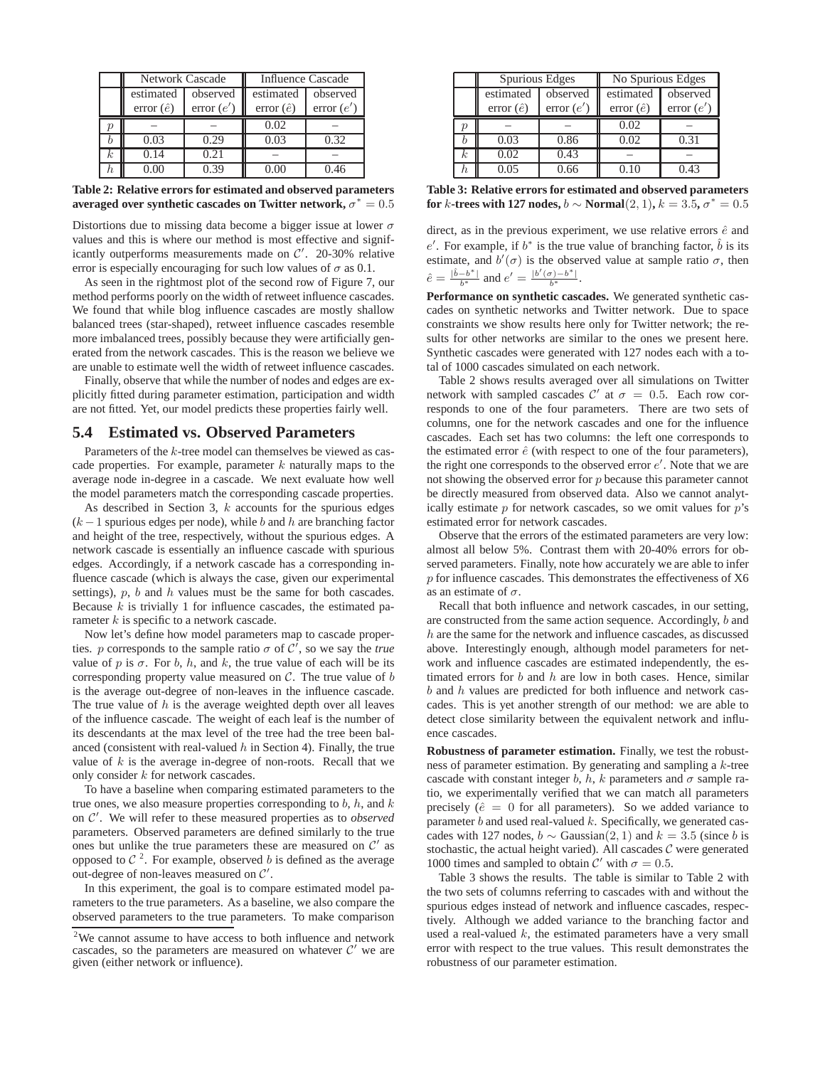| | Network Cascade | | Influence Cascade | |
|---|---|---|---|---|
| | estimated error ($\hat{e}$) | observed error ($e'$) | estimated error ($\hat{e}$) | observed error ($e'$) |
| $p$ | – | – | 0.02 | – |
| $b$ | 0.03 | 0.29 | 0.03 | 0.32 |
| $k$ | 0.14 | 0.21 | – | – |
| $h$ | 0.00 | 0.39 | 0.00 | 0.46 |

**Table 2: Relative errors for estimated and observed parameters averaged over synthetic cascades on Twitter network, $\sigma^* = 0.5$**

Distortions due to missing data become a bigger issue at lower $\sigma$ values and this is where our method is most effective and significantly outperforms measurements made on $\mathcal{C}'$. 20-30% relative error is especially encouraging for such low values of $\sigma$ as 0.1.

As seen in the rightmost plot of the second row of Figure 7, our method performs poorly on the width of retweet influence cascades. We found that while blog influence cascades are mostly shallow balanced trees (star-shaped), retweet influence cascades resemble more imbalanced trees, possibly because they were artificially generated from the network cascades. This is the reason we believe we are unable to estimate well the width of retweet influence cascades.

Finally, observe that while the number of nodes and edges are explicitly fitted during parameter estimation, participation and width are not fitted. Yet, our model predicts these properties fairly well.

## 5.4 Estimated vs. Observed Parameters

Parameters of the $k$-tree model can themselves be viewed as cascade properties. For example, parameter $k$ naturally maps to the average node in-degree in a cascade. We next evaluate how well the model parameters match the corresponding cascade properties.

As described in Section 3, $k$ accounts for the spurious edges ($k-1$ spurious edges per node), while $b$ and $h$ are branching factor and height of the tree, respectively, without the spurious edges. A network cascade is essentially an influence cascade with spurious edges. Accordingly, if a network cascade has a corresponding influence cascade (which is always the case, given our experimental settings), $p$, $b$ and $h$ values must be the same for both cascades. Because $k$ is trivially 1 for influence cascades, the estimated parameter $k$ is specific to a network cascade.

Now let's define how model parameters map to cascade properties. $p$ corresponds to the sample ratio $\sigma$ of $\mathcal{C}'$, so we say the *true* value of $p$ is $\sigma$. For $b$, $h$, and $k$, the true value of each will be its corresponding property value measured on $\mathcal{C}$. The true value of $b$ is the average out-degree of non-leaves in the influence cascade. The true value of $h$ is the average weighted depth over all leaves of the influence cascade. The weight of each leaf is the number of its descendants at the max level of the tree had the tree been balanced (consistent with real-valued $h$ in Section 4). Finally, the true value of $k$ is the average in-degree of non-roots. Recall that we only consider $k$ for network cascades.

To have a baseline when comparing estimated parameters to the true ones, we also measure properties corresponding to $b$, $h$, and $k$ on $\mathcal{C}'$. We will refer to these measured properties as to *observed* parameters. Observed parameters are defined similarly to the true ones but unlike the true parameters these are measured on $\mathcal{C}'$ as opposed to $\mathcal{C}$ [2]. For example, observed $b$ is defined as the average out-degree of non-leaves measured on $\mathcal{C}'$.

In this experiment, the goal is to compare estimated model parameters to the true parameters. As a baseline, we also compare the observed parameters to the true parameters. To make comparison direct, as in the previous experiment, we use relative errors $\hat{e}$ and $e'$. For example, if $b^*$ is the true value of branching factor, $\hat{b}$ is its estimate, and $b'(\sigma)$ is the observed value at sample ratio $\sigma$, then $\hat{e} = \frac{|\hat{b}-b^*|}{b^*}$ and $e' = \frac{|b'(\sigma)-b^*|}{b^*}$.

[2] We cannot assume to have access to both influence and network cascades, so the parameters are measured on whatever $\mathcal{C}'$ we are given (either network or influence).

| | Spurious Edges | | No Spurious Edges | |
|---|---|---|---|---|
| | estimated error ($\hat{e}$) | observed error ($e'$) | estimated error ($\hat{e}$) | observed error ($e'$) |
| $p$ | – | – | 0.02 | – |
| $b$ | 0.03 | 0.86 | 0.02 | 0.31 |
| $k$ | 0.02 | 0.43 | – | – |
| $h$ | 0.05 | 0.66 | 0.10 | 0.43 |

**Table 3: Relative errors for estimated and observed parameters for $k$-trees with 127 nodes, $b \sim$ Normal$(2, 1)$, $k = 3.5$, $\sigma^* = 0.5$**

**Performance on synthetic cascades.** We generated synthetic cascades on synthetic networks and Twitter network. Due to space constraints we show results here only for Twitter network; the results for other networks are similar to the ones we present here. Synthetic cascades were generated with 127 nodes each with a total of 1000 cascades simulated on each network.

Table 2 shows results averaged over all simulations on Twitter network with sampled cascades $\mathcal{C}'$ at $\sigma = 0.5$. Each row corresponds to one of the four parameters. There are two sets of columns, one for the network cascades and one for the influence cascades. Each set has two columns: the left one corresponds to the estimated error $\hat{e}$ (with respect to one of the four parameters), the right one corresponds to the observed error $e'$. Note that we are not showing the observed error for $p$ because this parameter cannot be directly measured from observed data. Also we cannot analytically estimate $p$ for network cascades, so we omit values for $p$'s estimated error for network cascades.

Observe that the errors of the estimated parameters are very low: almost all below 5%. Contrast them with 20-40% errors for observed parameters. Finally, note how accurately we are able to infer $p$ for influence cascades. This demonstrates the effectiveness of X6 as an estimate of $\sigma$.

Recall that both influence and network cascades, in our setting, are constructed from the same action sequence. Accordingly, $b$ and $h$ are the same for the network and influence cascades, as discussed above. Interestingly enough, although model parameters for network and influence cascades are estimated independently, the estimated errors for $b$ and $h$ are low in both cases. Hence, similar $b$ and $h$ values are predicted for both influence and network cascades. This is yet another strength of our method: we are able to detect close similarity between the equivalent network and influence cascades.

**Robustness of parameter estimation.** Finally, we test the robustness of parameter estimation. By generating and sampling a $k$-tree cascade with constant integer $b$, $h$, $k$ parameters and $\sigma$ sample ratio, we experimentally verified that we can match all parameters precisely ($\hat{e} = 0$ for all parameters). So we added variance to parameter $b$ and used real-valued $k$. Specifically, we generated cascades with 127 nodes, $b \sim$ Gaussian$(2, 1)$ and $k = 3.5$ (since $b$ is stochastic, the actual height varied). All cascades $\mathcal{C}$ were generated 1000 times and sampled to obtain $\mathcal{C}'$ with $\sigma = 0.5$.

Table 3 shows the results. The table is similar to Table 2 with the two sets of columns referring to cascades with and without the spurious edges instead of network and influence cascades, respectively. Although we added variance to the branching factor and used a real-valued $k$, the estimated parameters have a very small error with respect to the true values. This result demonstrates the robustness of our parameter estimation.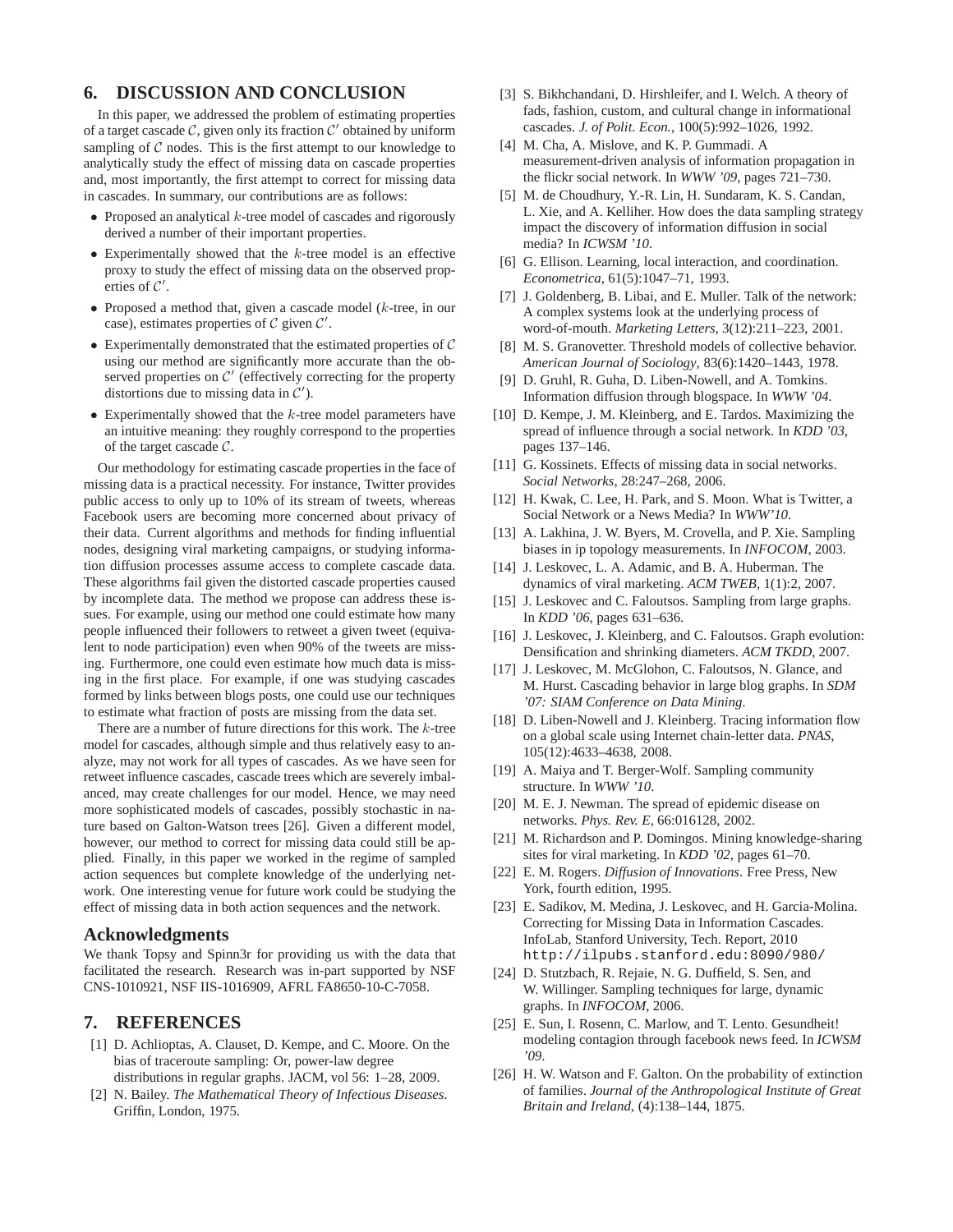## 6. DISCUSSION AND CONCLUSION

In this paper, we addressed the problem of estimating properties of a target cascade $\mathcal{C}$, given only its fraction $\mathcal{C}'$ obtained by uniform sampling of $\mathcal{C}$ nodes. This is the first attempt to our knowledge to analytically study the effect of missing data on cascade properties and, most importantly, the first attempt to correct for missing data in cascades. In summary, our contributions are as follows:

- Proposed an analytical $k$-tree model of cascades and rigorously derived a number of their important properties.
- Experimentally showed that the $k$-tree model is an effective proxy to study the effect of missing data on the observed properties of $\mathcal{C}'$.
- Proposed a method that, given a cascade model ($k$-tree, in our case), estimates properties of $\mathcal{C}$ given $\mathcal{C}'$.
- Experimentally demonstrated that the estimated properties of $\mathcal{C}$ using our method are significantly more accurate than the observed properties on $\mathcal{C}'$ (effectively correcting for the property distortions due to missing data in $\mathcal{C}'$).
- Experimentally showed that the $k$-tree model parameters have an intuitive meaning: they roughly correspond to the properties of the target cascade $\mathcal{C}$.

Our methodology for estimating cascade properties in the face of missing data is a practical necessity. For instance, Twitter provides public access to only up to 10% of its stream of tweets, whereas Facebook users are becoming more concerned about privacy of their data. Current algorithms and methods for finding influential nodes, designing viral marketing campaigns, or studying information diffusion processes assume access to complete cascade data. These algorithms fail given the distorted cascade properties caused by incomplete data. The method we propose can address these issues. For example, using our method one could estimate how many people influenced their followers to retweet a given tweet (equivalent to node participation) even when 90% of the tweets are missing. Furthermore, one could even estimate how much data is missing in the first place. For example, if one was studying cascades formed by links between blogs posts, one could use our techniques to estimate what fraction of posts are missing from the data set.

There are a number of future directions for this work. The $k$-tree model for cascades, although simple and thus relatively easy to analyze, may not work for all types of cascades. As we have seen for retweet influence cascades, cascade trees which are severely imbalanced, may create challenges for our model. Hence, we may need more sophisticated models of cascades, possibly stochastic in nature based on Galton-Watson trees [26]. Given a different model, however, our method to correct for missing data could still be applied. Finally, in this paper we worked in the regime of sampled action sequences but complete knowledge of the underlying network. One interesting venue for future work could be studying the effect of missing data in both action sequences and the network.

### Acknowledgments

We thank Topsy and Spinn3r for providing us with the data that facilitated the research. Research was in-part supported by NSF CNS-1010921, NSF IIS-1016909, AFRL FA8650-10-C-7058.

## 7. REFERENCES

[1] D. Achlioptas, A. Clauset, D. Kempe, and C. Moore. On the bias of traceroute sampling: Or, power-law degree distributions in regular graphs. JACM, vol 56: 1–28, 2009.

[2] N. Bailey. *The Mathematical Theory of Infectious Diseases*. Griffin, London, 1975.

[3] S. Bikhchandani, D. Hirshleifer, and I. Welch. A theory of fads, fashion, custom, and cultural change in informational cascades. *J. of Polit. Econ.*, 100(5):992–1026, 1992.

[4] M. Cha, A. Mislove, and K. P. Gummadi. A measurement-driven analysis of information propagation in the flickr social network. In *WWW '09*, pages 721–730.

[5] M. de Choudhury, Y.-R. Lin, H. Sundaram, K. S. Candan, L. Xie, and A. Kelliher. How does the data sampling strategy impact the discovery of information diffusion in social media? In *ICWSM '10*.

[6] G. Ellison. Learning, local interaction, and coordination. *Econometrica*, 61(5):1047–71, 1993.

[7] J. Goldenberg, B. Libai, and E. Muller. Talk of the network: A complex systems look at the underlying process of word-of-mouth. *Marketing Letters*, 3(12):211–223, 2001.

[8] M. S. Granovetter. Threshold models of collective behavior. *American Journal of Sociology*, 83(6):1420–1443, 1978.

[9] D. Gruhl, R. Guha, D. Liben-Nowell, and A. Tomkins. Information diffusion through blogspace. In *WWW '04*.

[10] D. Kempe, J. M. Kleinberg, and E. Tardos. Maximizing the spread of influence through a social network. In *KDD '03*, pages 137–146.

[11] G. Kossinets. Effects of missing data in social networks. *Social Networks*, 28:247–268, 2006.

[12] H. Kwak, C. Lee, H. Park, and S. Moon. What is Twitter, a Social Network or a News Media? In *WWW'10*.

[13] A. Lakhina, J. W. Byers, M. Crovella, and P. Xie. Sampling biases in ip topology measurements. In *INFOCOM*, 2003.

[14] J. Leskovec, L. A. Adamic, and B. A. Huberman. The dynamics of viral marketing. *ACM TWEB*, 1(1):2, 2007.

[15] J. Leskovec and C. Faloutsos. Sampling from large graphs. In *KDD '06*, pages 631–636.

[16] J. Leskovec, J. Kleinberg, and C. Faloutsos. Graph evolution: Densification and shrinking diameters. *ACM TKDD*, 2007.

[17] J. Leskovec, M. McGlohon, C. Faloutsos, N. Glance, and M. Hurst. Cascading behavior in large blog graphs. In *SDM '07: SIAM Conference on Data Mining*.

[18] D. Liben-Nowell and J. Kleinberg. Tracing information flow on a global scale using Internet chain-letter data. *PNAS*, 105(12):4633–4638, 2008.

[19] A. Maiya and T. Berger-Wolf. Sampling community structure. In *WWW '10*.

[20] M. E. J. Newman. The spread of epidemic disease on networks. *Phys. Rev. E*, 66:016128, 2002.

[21] M. Richardson and P. Domingos. Mining knowledge-sharing sites for viral marketing. In *KDD '02*, pages 61–70.

[22] E. M. Rogers. *Diffusion of Innovations*. Free Press, New York, fourth edition, 1995.

[23] E. Sadikov, M. Medina, J. Leskovec, and H. Garcia-Molina. Correcting for Missing Data in Information Cascades. InfoLab, Stanford University, Tech. Report, 2010 `http://ilpubs.stanford.edu:8090/980/`

[24] D. Stutzbach, R. Rejaie, N. G. Duffield, S. Sen, and W. Willinger. Sampling techniques for large, dynamic graphs. In *INFOCOM*, 2006.

[25] E. Sun, I. Rosenn, C. Marlow, and T. Lento. Gesundheit! modeling contagion through facebook news feed. In *ICWSM '09*.

[26] H. W. Watson and F. Galton. On the probability of extinction of families. *Journal of the Anthropological Institute of Great Britain and Ireland*, (4):138–144, 1875.